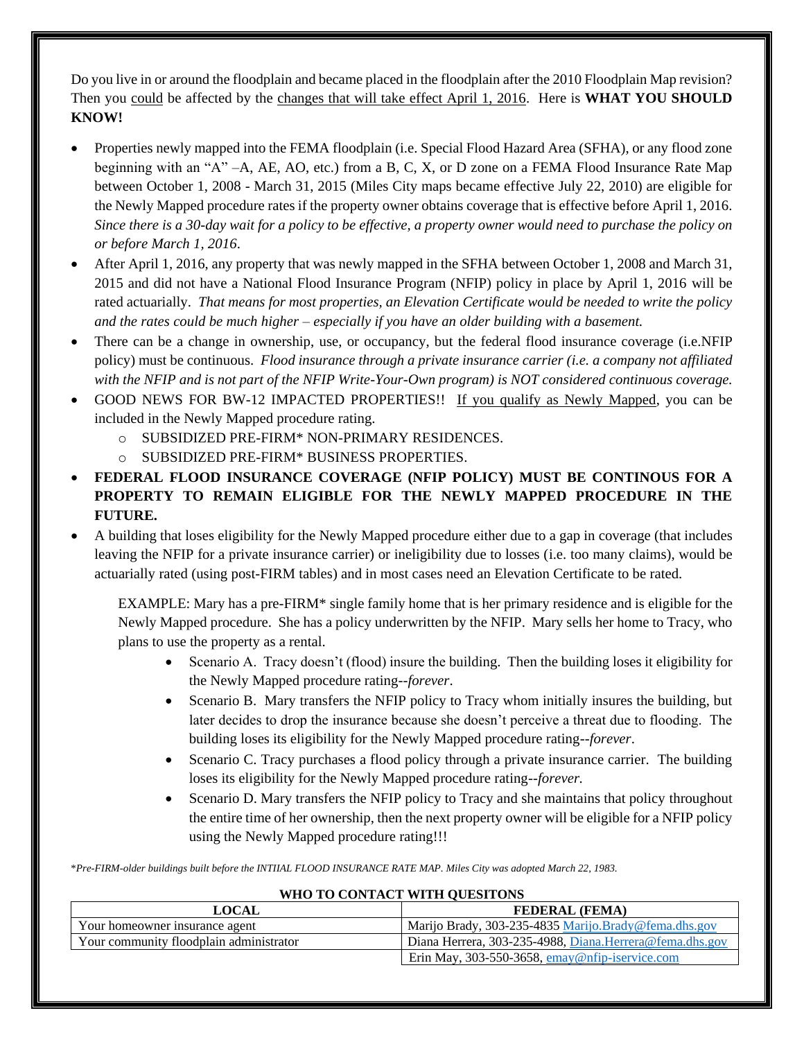Do you live in or around the floodplain and became placed in the floodplain after the 2010 Floodplain Map revision? Then you could be affected by the changes that will take effect April 1, 2016. Here is **WHAT YOU SHOULD KNOW!**

- Properties newly mapped into the FEMA floodplain (i.e. Special Flood Hazard Area (SFHA), or any flood zone beginning with an "A" –A, AE, AO, etc.) from a B, C, X, or D zone on a FEMA Flood Insurance Rate Map between October 1, 2008 - March 31, 2015 (Miles City maps became effective July 22, 2010) are eligible for the Newly Mapped procedure rates if the property owner obtains coverage that is effective before April 1, 2016. *Since there is a 30-day wait for a policy to be effective, a property owner would need to purchase the policy on or before March 1, 2016*.
- After April 1, 2016, any property that was newly mapped in the SFHA between October 1, 2008 and March 31, 2015 and did not have a National Flood Insurance Program (NFIP) policy in place by April 1, 2016 will be rated actuarially. *That means for most properties, an Elevation Certificate would be needed to write the policy and the rates could be much higher – especially if you have an older building with a basement.*
- There can be a change in ownership, use, or occupancy, but the federal flood insurance coverage (i.e.NFIP policy) must be continuous. *Flood insurance through a private insurance carrier (i.e. a company not affiliated with the NFIP and is not part of the NFIP Write-Your-Own program) is NOT considered continuous coverage.*
- GOOD NEWS FOR BW-12 IMPACTED PROPERTIES!! If you qualify as Newly Mapped, you can be included in the Newly Mapped procedure rating.
  - SUBSIDIZED PRE-FIRM* NON-PRIMARY RESIDENCES.
  - SUBSIDIZED PRE-FIRM* BUSINESS PROPERTIES.
- **FEDERAL FLOOD INSURANCE COVERAGE (NFIP POLICY) MUST BE CONTINOUS FOR A PROPERTY TO REMAIN ELIGIBLE FOR THE NEWLY MAPPED PROCEDURE IN THE FUTURE.**
- A building that loses eligibility for the Newly Mapped procedure either due to a gap in coverage (that includes leaving the NFIP for a private insurance carrier) or ineligibility due to losses (i.e. too many claims), would be actuarially rated (using post-FIRM tables) and in most cases need an Elevation Certificate to be rated.

  EXAMPLE: Mary has a pre-FIRM* single family home that is her primary residence and is eligible for the Newly Mapped procedure. She has a policy underwritten by the NFIP. Mary sells her home to Tracy, who plans to use the property as a rental.

  - Scenario A. Tracy doesn't (flood) insure the building. Then the building loses it eligibility for the Newly Mapped procedure rating--*forever*.
  - Scenario B. Mary transfers the NFIP policy to Tracy whom initially insures the building, but later decides to drop the insurance because she doesn't perceive a threat due to flooding. The building loses its eligibility for the Newly Mapped procedure rating--*forever*.
  - Scenario C. Tracy purchases a flood policy through a private insurance carrier. The building loses its eligibility for the Newly Mapped procedure rating--*forever.*
  - Scenario D. Mary transfers the NFIP policy to Tracy and she maintains that policy throughout the entire time of her ownership, then the next property owner will be eligible for a NFIP policy using the Newly Mapped procedure rating!!!

*\*Pre-FIRM-older buildings built before the INTIIAL FLOOD INSURANCE RATE MAP. Miles City was adopted March 22, 1983.*

**WHO TO CONTACT WITH QUESITONS**

| LOCAL | FEDERAL (FEMA) |
|---|---|
| Your homeowner insurance agent | Marijo Brady, 303-235-4835 Marijo.Brady@fema.dhs.gov |
| Your community floodplain administrator | Diana Herrera, 303-235-4988, Diana.Herrera@fema.dhs.gov |
| | Erin May, 303-550-3658, emay@nfip-iservice.com |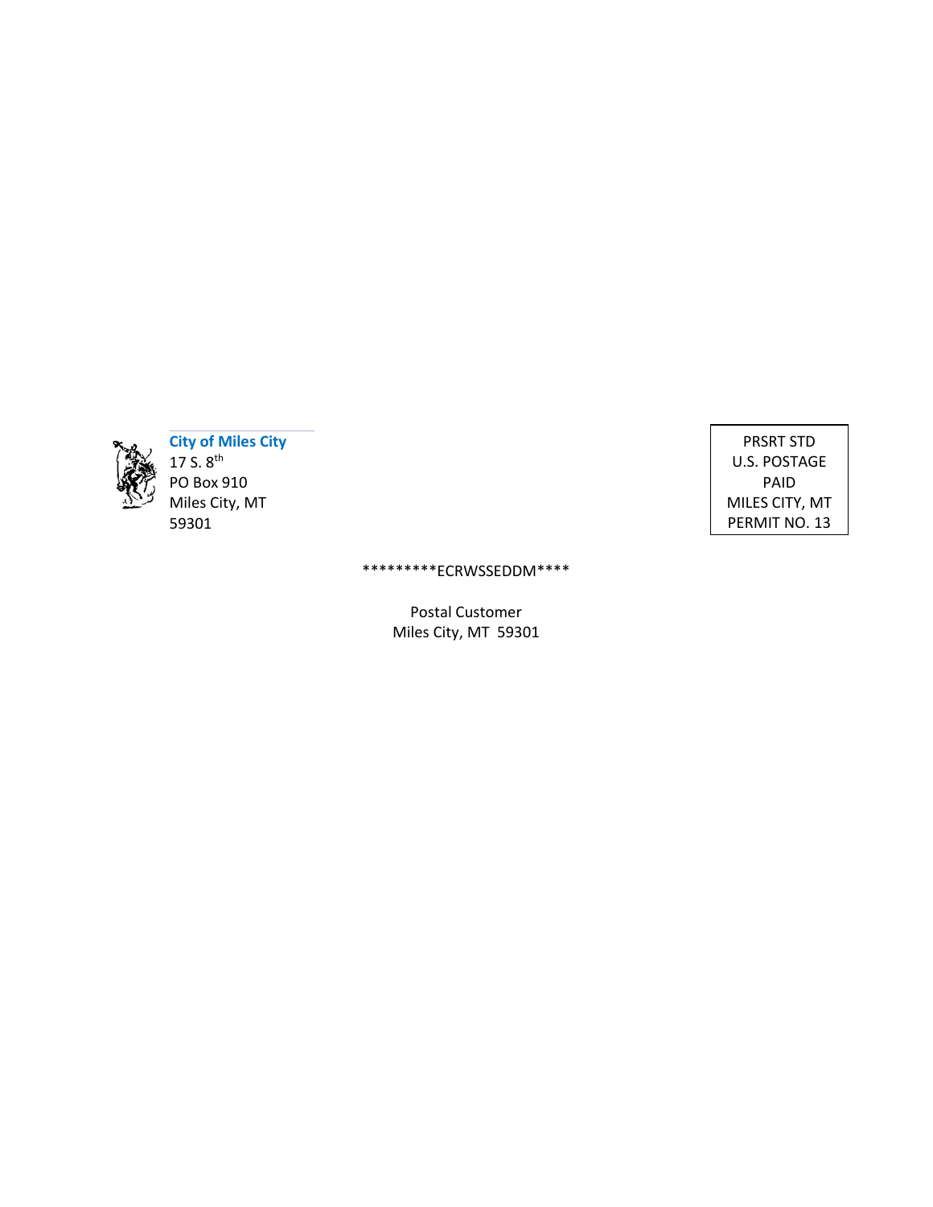**City of Miles City**
17 S. 8th
PO Box 910
Miles City, MT
59301

PRSRT STD
U.S. POSTAGE
PAID
MILES CITY, MT
PERMIT NO. 13

*********ECRWSSEDDM****

Postal Customer
Miles City, MT 59301